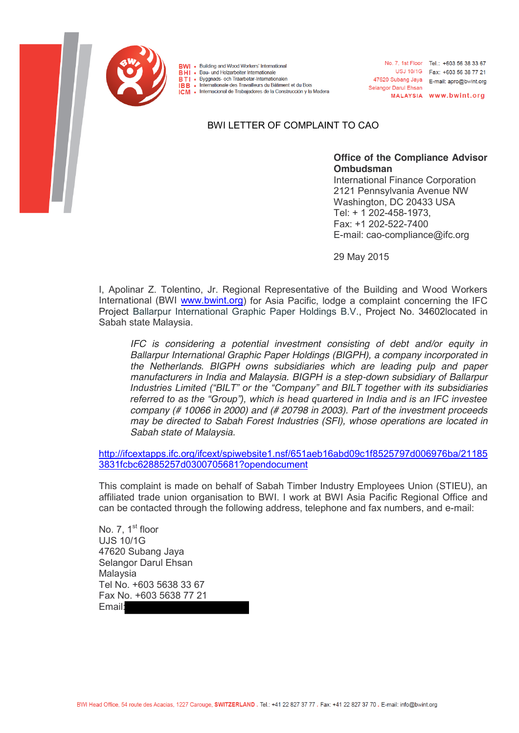BWI • Building and Wood Workers' International
BHI • Bau- und Holzarbeiter Internationale
BTI • Byggnads- och Träarbetar-Internationalen
IBB • Internationale des Travailleurs du Bâtiment et du Bois
ICM • Internacional de Trabajadores de la Construcción y la Madera

No. 7, 1st Floor
USJ 10/1G
47620 Subang Jaya
Selangor Darul Ehsan
MALAYSIA

Tel.: +603 56 38 33 67
Fax: +603 56 38 77 21
E-mail: apro@bwint.org
www.bwint.org

# BWI LETTER OF COMPLAINT TO CAO

**Office of the Compliance Advisor Ombudsman**
International Finance Corporation
2121 Pennsylvania Avenue NW
Washington, DC 20433 USA
Tel: + 1 202-458-1973,
Fax: +1 202-522-7400
E-mail: cao-compliance@ifc.org

29 May 2015

I, Apolinar Z. Tolentino, Jr. Regional Representative of the Building and Wood Workers International (BWI www.bwint.org) for Asia Pacific, lodge a complaint concerning the IFC Project Ballarpur International Graphic Paper Holdings B.V., Project No. 34602located in Sabah state Malaysia.

> *IFC is considering a potential investment consisting of debt and/or equity in Ballarpur International Graphic Paper Holdings (BIGPH), a company incorporated in the Netherlands. BIGPH owns subsidiaries which are leading pulp and paper manufacturers in India and Malaysia. BIGPH is a step-down subsidiary of Ballarpur Industries Limited ("BILT" or the "Company" and BILT together with its subsidiaries referred to as the "Group"), which is head quartered in India and is an IFC investee company (# 10066 in 2000) and (# 20798 in 2003). Part of the investment proceeds may be directed to Sabah Forest Industries (SFI), whose operations are located in Sabah state of Malaysia.*

http://ifcextapps.ifc.org/ifcext/spiwebsite1.nsf/651aeb16abd09c1f8525797d006976ba/211853831fcbc62885257d0300705681?opendocument

This complaint is made on behalf of Sabah Timber Industry Employees Union (STIEU), an affiliated trade union organisation to BWI. I work at BWI Asia Pacific Regional Office and can be contacted through the following address, telephone and fax numbers, and e-mail:

No. 7, 1st floor
UJS 10/1G
47620 Subang Jaya
Selangor Darul Ehsan
Malaysia
Tel No. +603 5638 33 67
Fax No. +603 5638 77 21
Email: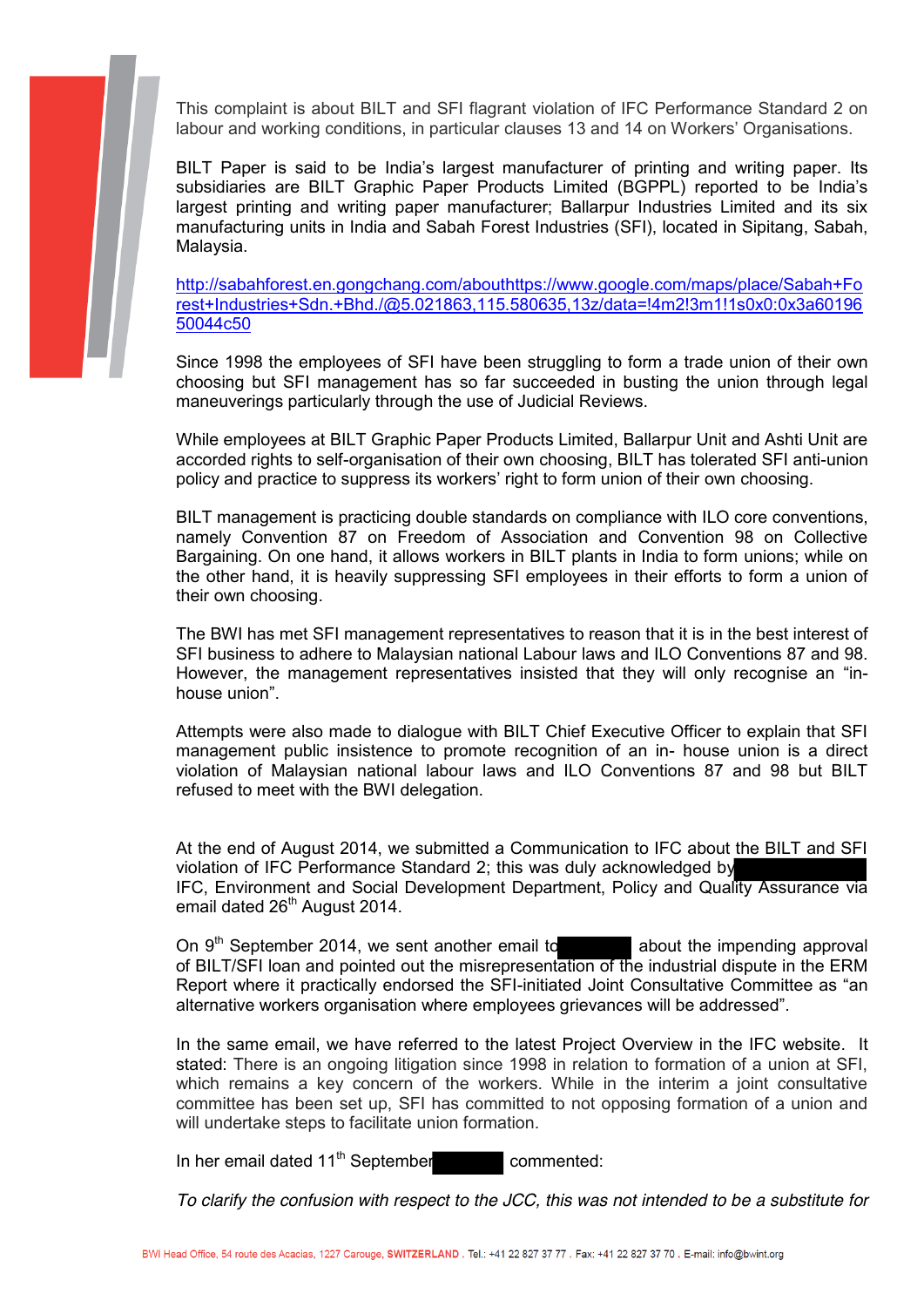This complaint is about BILT and SFI flagrant violation of IFC Performance Standard 2 on labour and working conditions, in particular clauses 13 and 14 on Workers' Organisations.

BILT Paper is said to be India's largest manufacturer of printing and writing paper. Its subsidiaries are BILT Graphic Paper Products Limited (BGPPL) reported to be India's largest printing and writing paper manufacturer; Ballarpur Industries Limited and its six manufacturing units in India and Sabah Forest Industries (SFI), located in Sipitang, Sabah, Malaysia.

[http://sabahforest.en.gongchang.com/abouthttps://www.google.com/maps/place/Sabah+Forest+Industries+Sdn.+Bhd./@5.021863,115.580635,13z/data=!4m2!3m1!1s0x0:0x3a6019650044c50](http://sabahforest.en.gongchang.com/abouthttps://www.google.com/maps/place/Sabah+Forest+Industries+Sdn.+Bhd./@5.021863,115.580635,13z/data=!4m2!3m1!1s0x0:0x3a6019650044c50)

Since 1998 the employees of SFI have been struggling to form a trade union of their own choosing but SFI management has so far succeeded in busting the union through legal maneuverings particularly through the use of Judicial Reviews.

While employees at BILT Graphic Paper Products Limited, Ballarpur Unit and Ashti Unit are accorded rights to self-organisation of their own choosing, BILT has tolerated SFI anti-union policy and practice to suppress its workers' right to form union of their own choosing.

BILT management is practicing double standards on compliance with ILO core conventions, namely Convention 87 on Freedom of Association and Convention 98 on Collective Bargaining. On one hand, it allows workers in BILT plants in India to form unions; while on the other hand, it is heavily suppressing SFI employees in their efforts to form a union of their own choosing.

The BWI has met SFI management representatives to reason that it is in the best interest of SFI business to adhere to Malaysian national Labour laws and ILO Conventions 87 and 98. However, the management representatives insisted that they will only recognise an "in-house union".

Attempts were also made to dialogue with BILT Chief Executive Officer to explain that SFI management public insistence to promote recognition of an in- house union is a direct violation of Malaysian national labour laws and ILO Conventions 87 and 98 but BILT refused to meet with the BWI delegation.

At the end of August 2014, we submitted a Communication to IFC about the BILT and SFI violation of IFC Performance Standard 2; this was duly acknowledged by [REDACTED] IFC, Environment and Social Development Department, Policy and Quality Assurance via email dated 26th August 2014.

On 9th September 2014, we sent another email to [REDACTED] about the impending approval of BILT/SFI loan and pointed out the misrepresentation of the industrial dispute in the ERM Report where it practically endorsed the SFI-initiated Joint Consultative Committee as "an alternative workers organisation where employees grievances will be addressed".

In the same email, we have referred to the latest Project Overview in the IFC website. It stated: There is an ongoing litigation since 1998 in relation to formation of a union at SFI, which remains a key concern of the workers. While in the interim a joint consultative committee has been set up, SFI has committed to not opposing formation of a union and will undertake steps to facilitate union formation.

In her email dated 11th September [REDACTED] commented:

*To clarify the confusion with respect to the JCC, this was not intended to be a substitute for*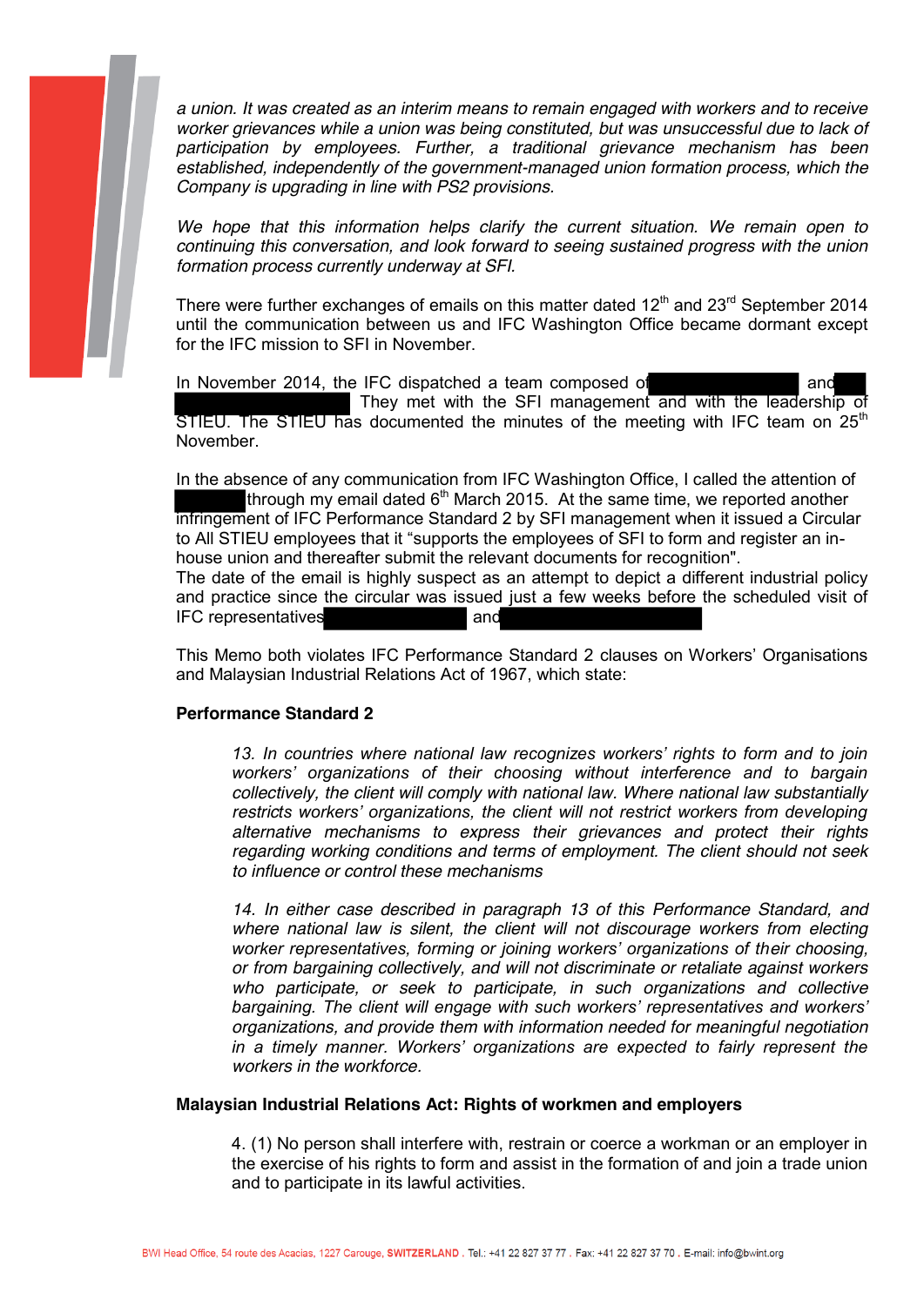*a union. It was created as an interim means to remain engaged with workers and to receive worker grievances while a union was being constituted, but was unsuccessful due to lack of participation by employees. Further, a traditional grievance mechanism has been established, independently of the government-managed union formation process, which the Company is upgrading in line with PS2 provisions.*

*We hope that this information helps clarify the current situation. We remain open to continuing this conversation, and look forward to seeing sustained progress with the union formation process currently underway at SFI.*

There were further exchanges of emails on this matter dated 12th and 23rd September 2014 until the communication between us and IFC Washington Office became dormant except for the IFC mission to SFI in November.

In November 2014, the IFC dispatched a team composed of [redacted] and [redacted]. They met with the SFI management and with the leadership of STIEU. The STIEU has documented the minutes of the meeting with IFC team on 25th November.

In the absence of any communication from IFC Washington Office, I called the attention of [redacted] through my email dated 6th March 2015. At the same time, we reported another infringement of IFC Performance Standard 2 by SFI management when it issued a Circular to All STIEU employees that it "supports the employees of SFI to form and register an in-house union and thereafter submit the relevant documents for recognition".
The date of the email is highly suspect as an attempt to depict a different industrial policy and practice since the circular was issued just a few weeks before the scheduled visit of IFC representatives [redacted] and [redacted]

This Memo both violates IFC Performance Standard 2 clauses on Workers' Organisations and Malaysian Industrial Relations Act of 1967, which state:

**Performance Standard 2**

> *13. In countries where national law recognizes workers' rights to form and to join workers' organizations of their choosing without interference and to bargain collectively, the client will comply with national law. Where national law substantially restricts workers' organizations, the client will not restrict workers from developing alternative mechanisms to express their grievances and protect their rights regarding working conditions and terms of employment. The client should not seek to influence or control these mechanisms*
>
> *14. In either case described in paragraph 13 of this Performance Standard, and where national law is silent, the client will not discourage workers from electing worker representatives, forming or joining workers' organizations of their choosing, or from bargaining collectively, and will not discriminate or retaliate against workers who participate, or seek to participate, in such organizations and collective bargaining. The client will engage with such workers' representatives and workers' organizations, and provide them with information needed for meaningful negotiation in a timely manner. Workers' organizations are expected to fairly represent the workers in the workforce.*

**Malaysian Industrial Relations Act: Rights of workmen and employers**

> 4. (1) No person shall interfere with, restrain or coerce a workman or an employer in the exercise of his rights to form and assist in the formation of and join a trade union and to participate in its lawful activities.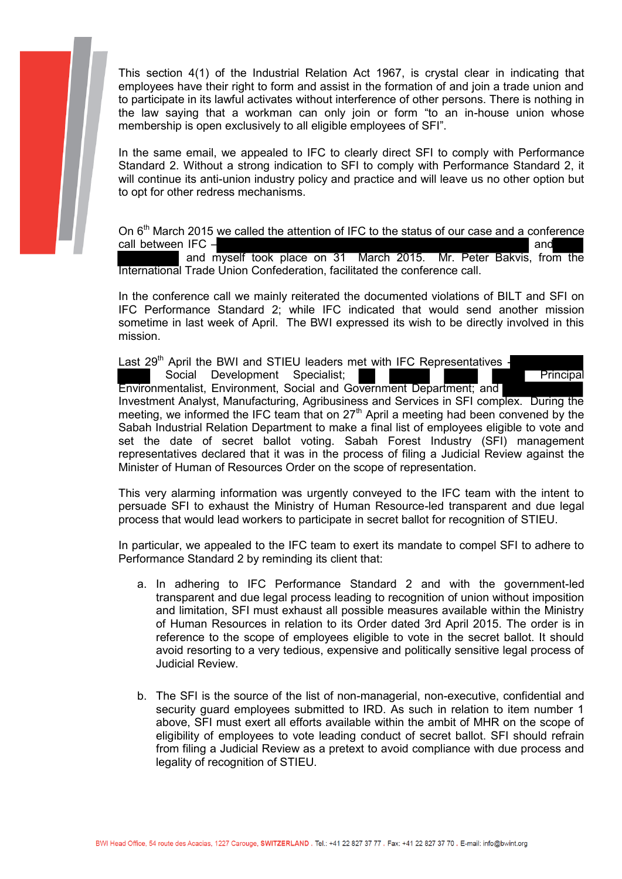This section 4(1) of the Industrial Relation Act 1967, is crystal clear in indicating that employees have their right to form and assist in the formation of and join a trade union and to participate in its lawful activates without interference of other persons. There is nothing in the law saying that a workman can only join or form "to an in-house union whose membership is open exclusively to all eligible employees of SFI".

In the same email, we appealed to IFC to clearly direct SFI to comply with Performance Standard 2. Without a strong indication to SFI to comply with Performance Standard 2, it will continue its anti-union industry policy and practice and will leave us no other option but to opt for other redress mechanisms.

On 6th March 2015 we called the attention of IFC to the status of our case and a conference call between IFC – and and myself took place on 31 March 2015. Mr. Peter Bakvis, from the International Trade Union Confederation, facilitated the conference call.

In the conference call we mainly reiterated the documented violations of BILT and SFI on IFC Performance Standard 2; while IFC indicated that would send another mission sometime in last week of April. The BWI expressed its wish to be directly involved in this mission.

Last 29th April the BWI and STIEU leaders met with IFC Representatives - Social Development Specialist; Principal Environmentalist, Environment, Social and Government Department; and Investment Analyst, Manufacturing, Agribusiness and Services in SFI complex. During the meeting, we informed the IFC team that on 27th April a meeting had been convened by the Sabah Industrial Relation Department to make a final list of employees eligible to vote and set the date of secret ballot voting. Sabah Forest Industry (SFI) management representatives declared that it was in the process of filing a Judicial Review against the Minister of Human of Resources Order on the scope of representation.

This very alarming information was urgently conveyed to the IFC team with the intent to persuade SFI to exhaust the Ministry of Human Resource-led transparent and due legal process that would lead workers to participate in secret ballot for recognition of STIEU.

In particular, we appealed to the IFC team to exert its mandate to compel SFI to adhere to Performance Standard 2 by reminding its client that:

a. In adhering to IFC Performance Standard 2 and with the government-led transparent and due legal process leading to recognition of union without imposition and limitation, SFI must exhaust all possible measures available within the Ministry of Human Resources in relation to its Order dated 3rd April 2015. The order is in reference to the scope of employees eligible to vote in the secret ballot. It should avoid resorting to a very tedious, expensive and politically sensitive legal process of Judicial Review.

b. The SFI is the source of the list of non-managerial, non-executive, confidential and security guard employees submitted to IRD. As such in relation to item number 1 above, SFI must exert all efforts available within the ambit of MHR on the scope of eligibility of employees to vote leading conduct of secret ballot. SFI should refrain from filing a Judicial Review as a pretext to avoid compliance with due process and legality of recognition of STIEU.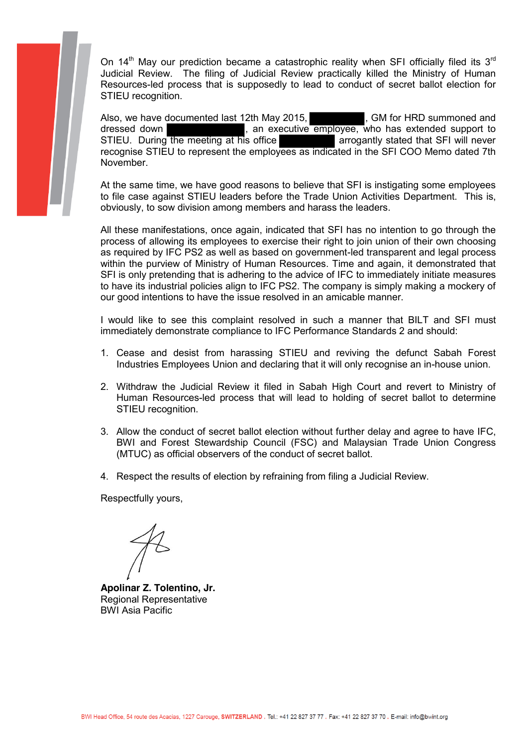On 14th May our prediction became a catastrophic reality when SFI officially filed its 3rd Judicial Review. The filing of Judicial Review practically killed the Ministry of Human Resources-led process that is supposedly to lead to conduct of secret ballot election for STIEU recognition.

Also, we have documented last 12th May 2015, ██████████, GM for HRD summoned and dressed down ██████████████, an executive employee, who has extended support to STIEU. During the meeting at his office ██████████ arrogantly stated that SFI will never recognise STIEU to represent the employees as indicated in the SFI COO Memo dated 7th November.

At the same time, we have good reasons to believe that SFI is instigating some employees to file case against STIEU leaders before the Trade Union Activities Department. This is, obviously, to sow division among members and harass the leaders.

All these manifestations, once again, indicated that SFI has no intention to go through the process of allowing its employees to exercise their right to join union of their own choosing as required by IFC PS2 as well as based on government-led transparent and legal process within the purview of Ministry of Human Resources. Time and again, it demonstrated that SFI is only pretending that is adhering to the advice of IFC to immediately initiate measures to have its industrial policies align to IFC PS2. The company is simply making a mockery of our good intentions to have the issue resolved in an amicable manner.

I would like to see this complaint resolved in such a manner that BILT and SFI must immediately demonstrate compliance to IFC Performance Standards 2 and should:

1. Cease and desist from harassing STIEU and reviving the defunct Sabah Forest Industries Employees Union and declaring that it will only recognise an in-house union.
2. Withdraw the Judicial Review it filed in Sabah High Court and revert to Ministry of Human Resources-led process that will lead to holding of secret ballot to determine STIEU recognition.
3. Allow the conduct of secret ballot election without further delay and agree to have IFC, BWI and Forest Stewardship Council (FSC) and Malaysian Trade Union Congress (MTUC) as official observers of the conduct of secret ballot.
4. Respect the results of election by refraining from filing a Judicial Review.

Respectfully yours,

**Apolinar Z. Tolentino, Jr.**
Regional Representative
BWI Asia Pacific